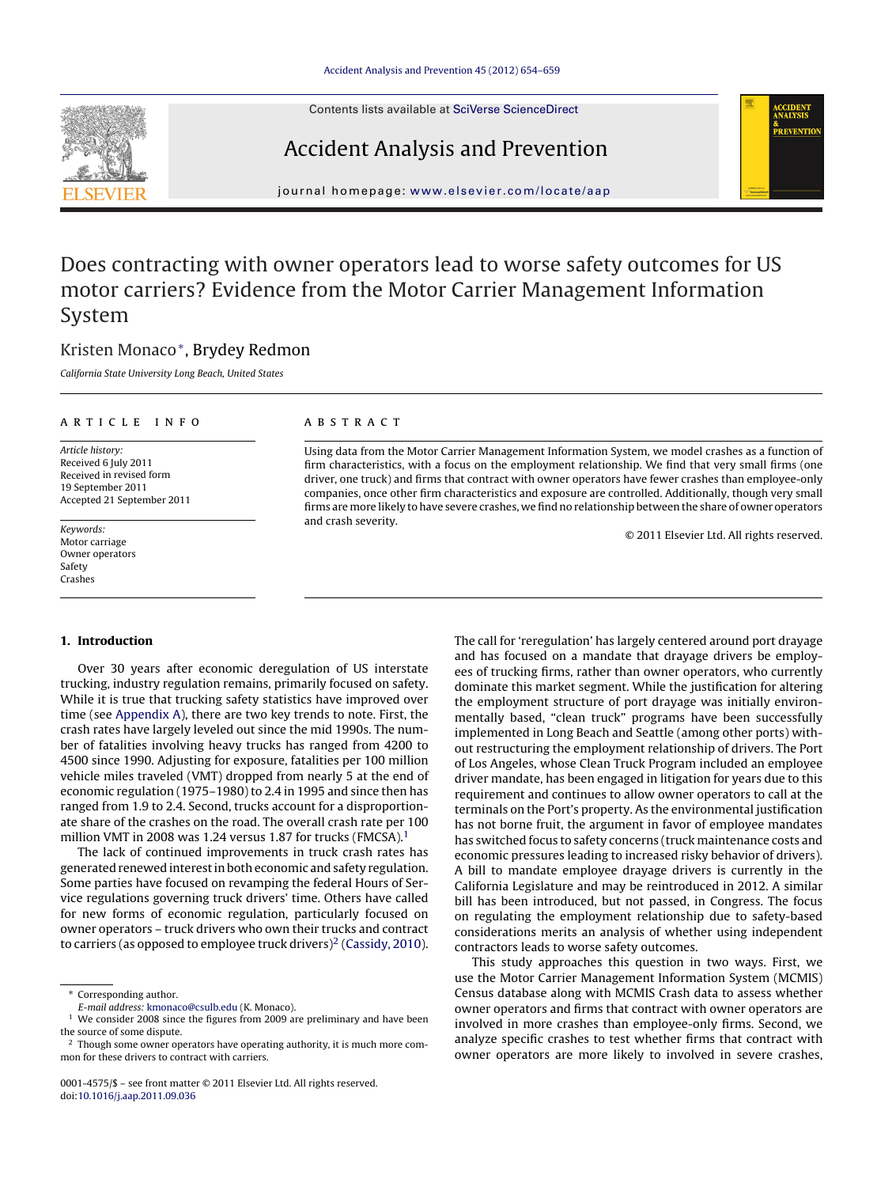# Does contracting with owner operators lead to worse safety outcomes for US motor carriers? Evidence from the Motor Carrier Management Information System

Kristen Monaco*, Brydey Redmon

*California State University Long Beach, United States*

## ARTICLE INFO

*Article history:*
Received 6 July 2011
Received in revised form 19 September 2011
Accepted 21 September 2011

*Keywords:*
Motor carriage
Owner operators
Safety
Crashes

## ABSTRACT

Using data from the Motor Carrier Management Information System, we model crashes as a function of firm characteristics, with a focus on the employment relationship. We find that very small firms (one driver, one truck) and firms that contract with owner operators have fewer crashes than employee-only companies, once other firm characteristics and exposure are controlled. Additionally, though very small firms are more likely to have severe crashes, we find no relationship between the share of owner operators and crash severity.

© 2011 Elsevier Ltd. All rights reserved.

## 1. Introduction

Over 30 years after economic deregulation of US interstate trucking, industry regulation remains, primarily focused on safety. While it is true that trucking safety statistics have improved over time (see Appendix A), there are two key trends to note. First, the crash rates have largely leveled out since the mid 1990s. The number of fatalities involving heavy trucks has ranged from 4200 to 4500 since 1990. Adjusting for exposure, fatalities per 100 million vehicle miles traveled (VMT) dropped from nearly 5 at the end of economic regulation (1975–1980) to 2.4 in 1995 and since then has ranged from 1.9 to 2.4. Second, trucks account for a disproportionate share of the crashes on the road. The overall crash rate per 100 million VMT in 2008 was 1.24 versus 1.87 for trucks (FMCSA).[1]

The lack of continued improvements in truck crash rates has generated renewed interest in both economic and safety regulation. Some parties have focused on revamping the federal Hours of Service regulations governing truck drivers' time. Others have called for new forms of economic regulation, particularly focused on owner operators – truck drivers who own their trucks and contract to carriers (as opposed to employee truck drivers)[2] (Cassidy, 2010).

The call for 'reregulation' has largely centered around port drayage and has focused on a mandate that drayage drivers be employees of trucking firms, rather than owner operators, who currently dominate this market segment. While the justification for altering the employment structure of port drayage was initially environmentally based, "clean truck" programs have been successfully implemented in Long Beach and Seattle (among other ports) without restructuring the employment relationship of drivers. The Port of Los Angeles, whose Clean Truck Program included an employee driver mandate, has been engaged in litigation for years due to this requirement and continues to allow owner operators to call at the terminals on the Port's property. As the environmental justification has not borne fruit, the argument in favor of employee mandates has switched focus to safety concerns (truck maintenance costs and economic pressures leading to increased risky behavior of drivers). A bill to mandate employee drayage drivers is currently in the California Legislature and may be reintroduced in 2012. A similar bill has been introduced, but not passed, in Congress. The focus on regulating the employment relationship due to safety-based considerations merits an analysis of whether using independent contractors leads to worse safety outcomes.

This study approaches this question in two ways. First, we use the Motor Carrier Management Information System (MCMIS) Census database along with MCMIS Crash data to assess whether owner operators and firms that contract with owner operators are involved in more crashes than employee-only firms. Second, we analyze specific crashes to test whether firms that contract with owner operators are more likely to involved in severe crashes,

---

* Corresponding author.
*E-mail address:* kmonaco@csulb.edu (K. Monaco).

[1] We consider 2008 since the figures from 2009 are preliminary and have been the source of some dispute.

[2] Though some owner operators have operating authority, it is much more common for these drivers to contract with carriers.

0001-4575/$ – see front matter © 2011 Elsevier Ltd. All rights reserved.
doi:10.1016/j.aap.2011.09.036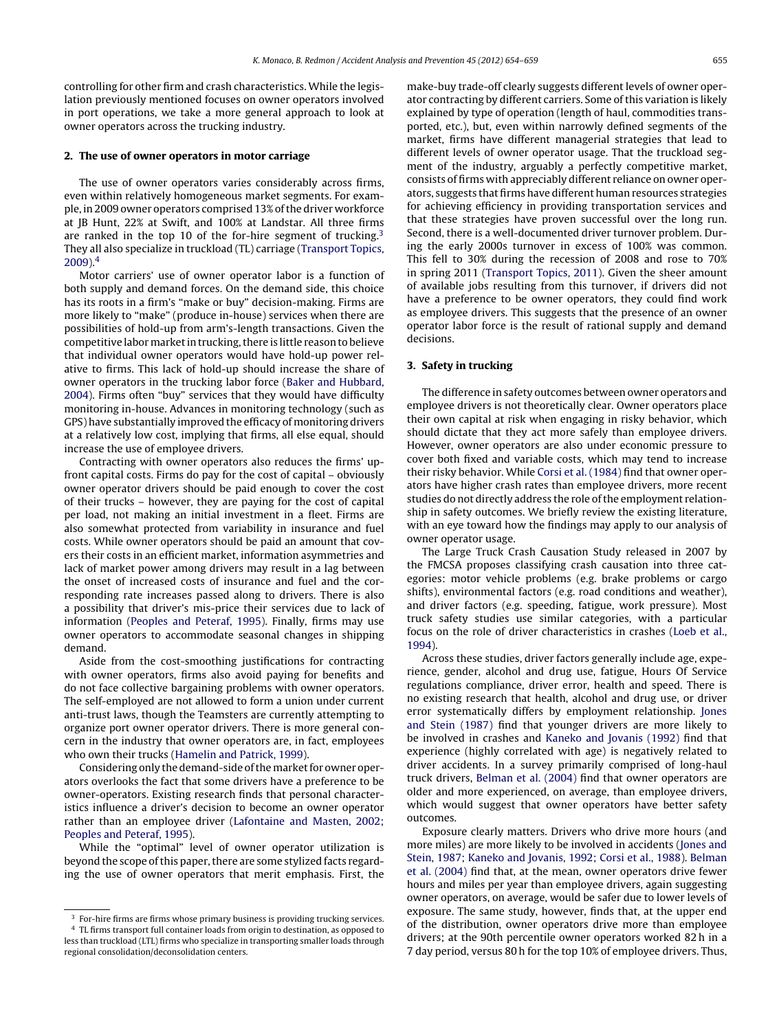controlling for other firm and crash characteristics. While the legislation previously mentioned focuses on owner operators involved in port operations, we take a more general approach to look at owner operators across the trucking industry.

## 2. The use of owner operators in motor carriage

The use of owner operators varies considerably across firms, even within relatively homogeneous market segments. For example, in 2009 owner operators comprised 13% of the driver workforce at JB Hunt, 22% at Swift, and 100% at Landstar. All three firms are ranked in the top 10 of the for-hire segment of trucking.[3] They all also specialize in truckload (TL) carriage (Transport Topics, 2009).[4]

Motor carriers' use of owner operator labor is a function of both supply and demand forces. On the demand side, this choice has its roots in a firm's "make or buy" decision-making. Firms are more likely to "make" (produce in-house) services when there are possibilities of hold-up from arm's-length transactions. Given the competitive labor market in trucking, there is little reason to believe that individual owner operators would have hold-up power relative to firms. This lack of hold-up should increase the share of owner operators in the trucking labor force (Baker and Hubbard, 2004). Firms often "buy" services that they would have difficulty monitoring in-house. Advances in monitoring technology (such as GPS) have substantially improved the efficacy of monitoring drivers at a relatively low cost, implying that firms, all else equal, should increase the use of employee drivers.

Contracting with owner operators also reduces the firms' upfront capital costs. Firms do pay for the cost of capital – obviously owner operator drivers should be paid enough to cover the cost of their trucks – however, they are paying for the cost of capital per load, not making an initial investment in a fleet. Firms are also somewhat protected from variability in insurance and fuel costs. While owner operators should be paid an amount that covers their costs in an efficient market, information asymmetries and lack of market power among drivers may result in a lag between the onset of increased costs of insurance and fuel and the corresponding rate increases passed along to drivers. There is also a possibility that driver's mis-price their services due to lack of information (Peoples and Peteraf, 1995). Finally, firms may use owner operators to accommodate seasonal changes in shipping demand.

Aside from the cost-smoothing justifications for contracting with owner operators, firms also avoid paying for benefits and do not face collective bargaining problems with owner operators. The self-employed are not allowed to form a union under current anti-trust laws, though the Teamsters are currently attempting to organize port owner operator drivers. There is more general concern in the industry that owner operators are, in fact, employees who own their trucks (Hamelin and Patrick, 1999).

Considering only the demand-side of the market for owner operators overlooks the fact that some drivers have a preference to be owner-operators. Existing research finds that personal characteristics influence a driver's decision to become an owner operator rather than an employee driver (Lafontaine and Masten, 2002; Peoples and Peteraf, 1995).

While the "optimal" level of owner operator utilization is beyond the scope of this paper, there are some stylized facts regarding the use of owner operators that merit emphasis. First, the make-buy trade-off clearly suggests different levels of owner operator contracting by different carriers. Some of this variation is likely explained by type of operation (length of haul, commodities transported, etc.), but, even within narrowly defined segments of the market, firms have different managerial strategies that lead to different levels of owner operator usage. That the truckload segment of the industry, arguably a perfectly competitive market, consists of firms with appreciably different reliance on owner operators, suggests that firms have different human resources strategies for achieving efficiency in providing transportation services and that these strategies have proven successful over the long run. Second, there is a well-documented driver turnover problem. During the early 2000s turnover in excess of 100% was common. This fell to 30% during the recession of 2008 and rose to 70% in spring 2011 (Transport Topics, 2011). Given the sheer amount of available jobs resulting from this turnover, if drivers did not have a preference to be owner operators, they could find work as employee drivers. This suggests that the presence of an owner operator labor force is the result of rational supply and demand decisions.

## 3. Safety in trucking

The difference in safety outcomes between owner operators and employee drivers is not theoretically clear. Owner operators place their own capital at risk when engaging in risky behavior, which should dictate that they act more safely than employee drivers. However, owner operators are also under economic pressure to cover both fixed and variable costs, which may tend to increase their risky behavior. While Corsi et al. (1984) find that owner operators have higher crash rates than employee drivers, more recent studies do not directly address the role of the employment relationship in safety outcomes. We briefly review the existing literature, with an eye toward how the findings may apply to our analysis of owner operator usage.

The Large Truck Crash Causation Study released in 2007 by the FMCSA proposes classifying crash causation into three categories: motor vehicle problems (e.g. brake problems or cargo shifts), environmental factors (e.g. road conditions and weather), and driver factors (e.g. speeding, fatigue, work pressure). Most truck safety studies use similar categories, with a particular focus on the role of driver characteristics in crashes (Loeb et al., 1994).

Across these studies, driver factors generally include age, experience, gender, alcohol and drug use, fatigue, Hours Of Service regulations compliance, driver error, health and speed. There is no existing research that health, alcohol and drug use, or driver error systematically differs by employment relationship. Jones and Stein (1987) find that younger drivers are more likely to be involved in crashes and Kaneko and Jovanis (1992) find that experience (highly correlated with age) is negatively related to driver accidents. In a survey primarily comprised of long-haul truck drivers, Belman et al. (2004) find that owner operators are older and more experienced, on average, than employee drivers, which would suggest that owner operators have better safety outcomes.

Exposure clearly matters. Drivers who drive more hours (and more miles) are more likely to be involved in accidents (Jones and Stein, 1987; Kaneko and Jovanis, 1992; Corsi et al., 1988). Belman et al. (2004) find that, at the mean, owner operators drive fewer hours and miles per year than employee drivers, again suggesting owner operators, on average, would be safer due to lower levels of exposure. The same study, however, finds that, at the upper end of the distribution, owner operators drive more than employee drivers; at the 90th percentile owner operators worked 82 h in a 7 day period, versus 80 h for the top 10% of employee drivers. Thus,

---

[3] For-hire firms are firms whose primary business is providing trucking services.

[4] TL firms transport full container loads from origin to destination, as opposed to less than truckload (LTL) firms who specialize in transporting smaller loads through regional consolidation/deconsolidation centers.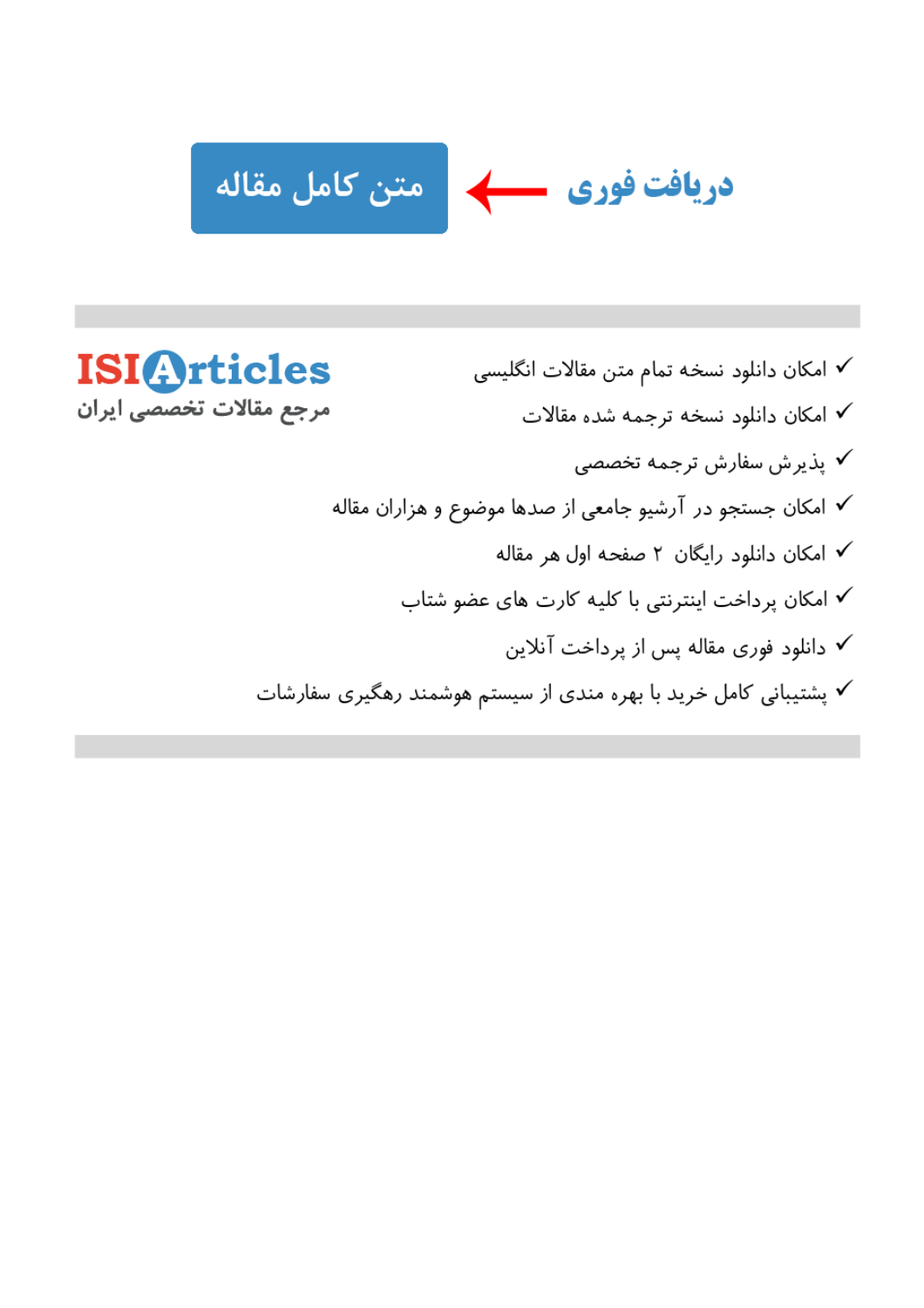دریافت فوری ← متن کامل مقاله

**ISIArticles**
مرجع مقالات تخصصی ایران

- ✓ امکان دانلود نسخه تمام متن مقالات انگلیسی
- ✓ امکان دانلود نسخه ترجمه شده مقالات
- ✓ پذیرش سفارش ترجمه تخصصی
- ✓ امکان جستجو در آرشیو جامعی از صدها موضوع و هزاران مقاله
- ✓ امکان دانلود رایگان ۲ صفحه اول هر مقاله
- ✓ امکان پرداخت اینترنتی با کلیه کارت های عضو شتاب
- ✓ دانلود فوری مقاله پس از پرداخت آنلاین
- ✓ پشتیبانی کامل خرید با بهره مندی از سیستم هوشمند رهگیری سفارشات